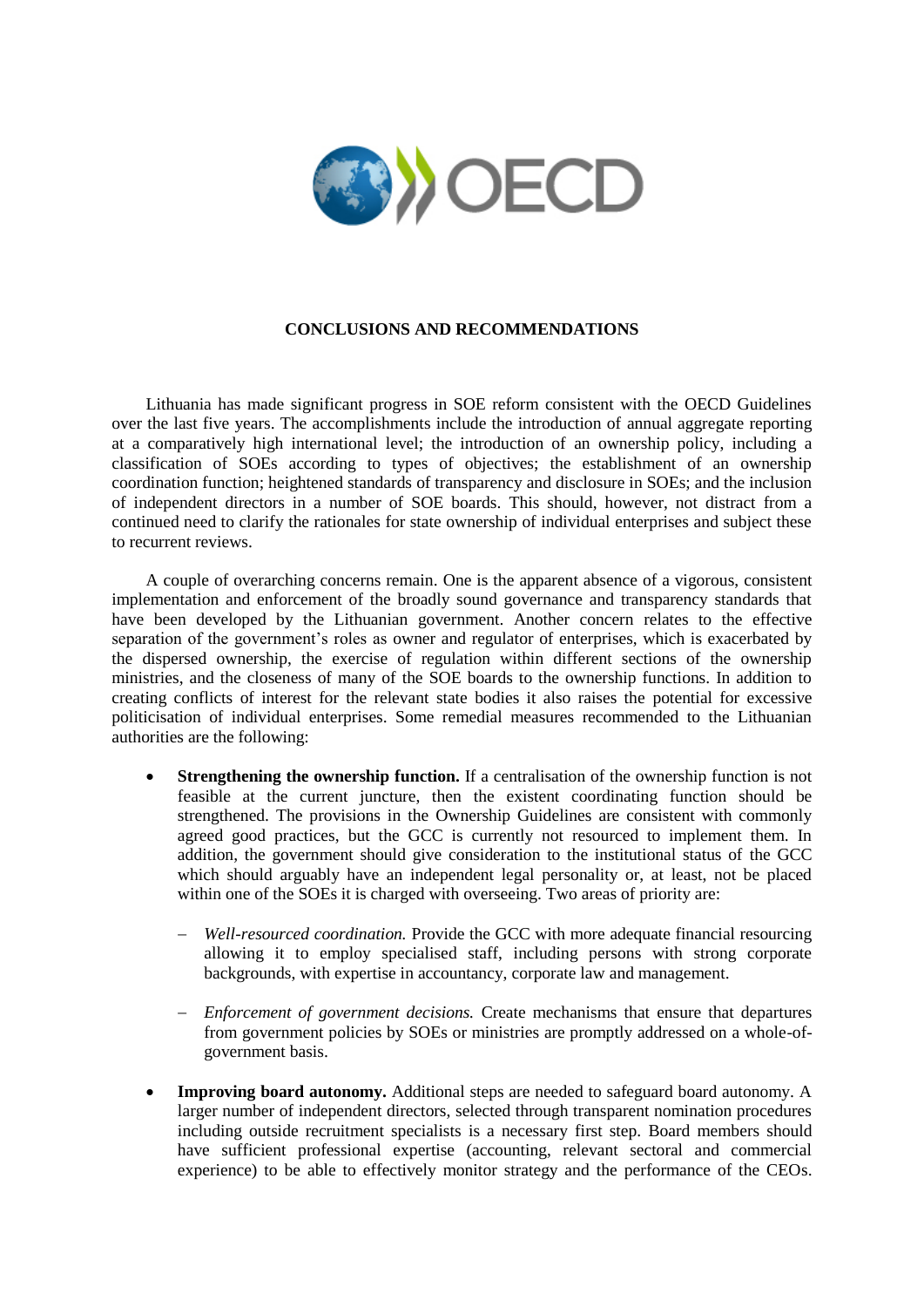## CONCLUSIONS AND RECOMMENDATIONS

Lithuania has made significant progress in SOE reform consistent with the OECD Guidelines over the last five years. The accomplishments include the introduction of annual aggregate reporting at a comparatively high international level; the introduction of an ownership policy, including a classification of SOEs according to types of objectives; the establishment of an ownership coordination function; heightened standards of transparency and disclosure in SOEs; and the inclusion of independent directors in a number of SOE boards. This should, however, not distract from a continued need to clarify the rationales for state ownership of individual enterprises and subject these to recurrent reviews.

A couple of overarching concerns remain. One is the apparent absence of a vigorous, consistent implementation and enforcement of the broadly sound governance and transparency standards that have been developed by the Lithuanian government. Another concern relates to the effective separation of the government's roles as owner and regulator of enterprises, which is exacerbated by the dispersed ownership, the exercise of regulation within different sections of the ownership ministries, and the closeness of many of the SOE boards to the ownership functions. In addition to creating conflicts of interest for the relevant state bodies it also raises the potential for excessive politicisation of individual enterprises. Some remedial measures recommended to the Lithuanian authorities are the following:

- **Strengthening the ownership function.** If a centralisation of the ownership function is not feasible at the current juncture, then the existent coordinating function should be strengthened. The provisions in the Ownership Guidelines are consistent with commonly agreed good practices, but the GCC is currently not resourced to implement them. In addition, the government should give consideration to the institutional status of the GCC which should arguably have an independent legal personality or, at least, not be placed within one of the SOEs it is charged with overseeing. Two areas of priority are:
  - *Well-resourced coordination.* Provide the GCC with more adequate financial resourcing allowing it to employ specialised staff, including persons with strong corporate backgrounds, with expertise in accountancy, corporate law and management.
  - *Enforcement of government decisions.* Create mechanisms that ensure that departures from government policies by SOEs or ministries are promptly addressed on a whole-of-government basis.
- **Improving board autonomy.** Additional steps are needed to safeguard board autonomy. A larger number of independent directors, selected through transparent nomination procedures including outside recruitment specialists is a necessary first step. Board members should have sufficient professional expertise (accounting, relevant sectoral and commercial experience) to be able to effectively monitor strategy and the performance of the CEOs.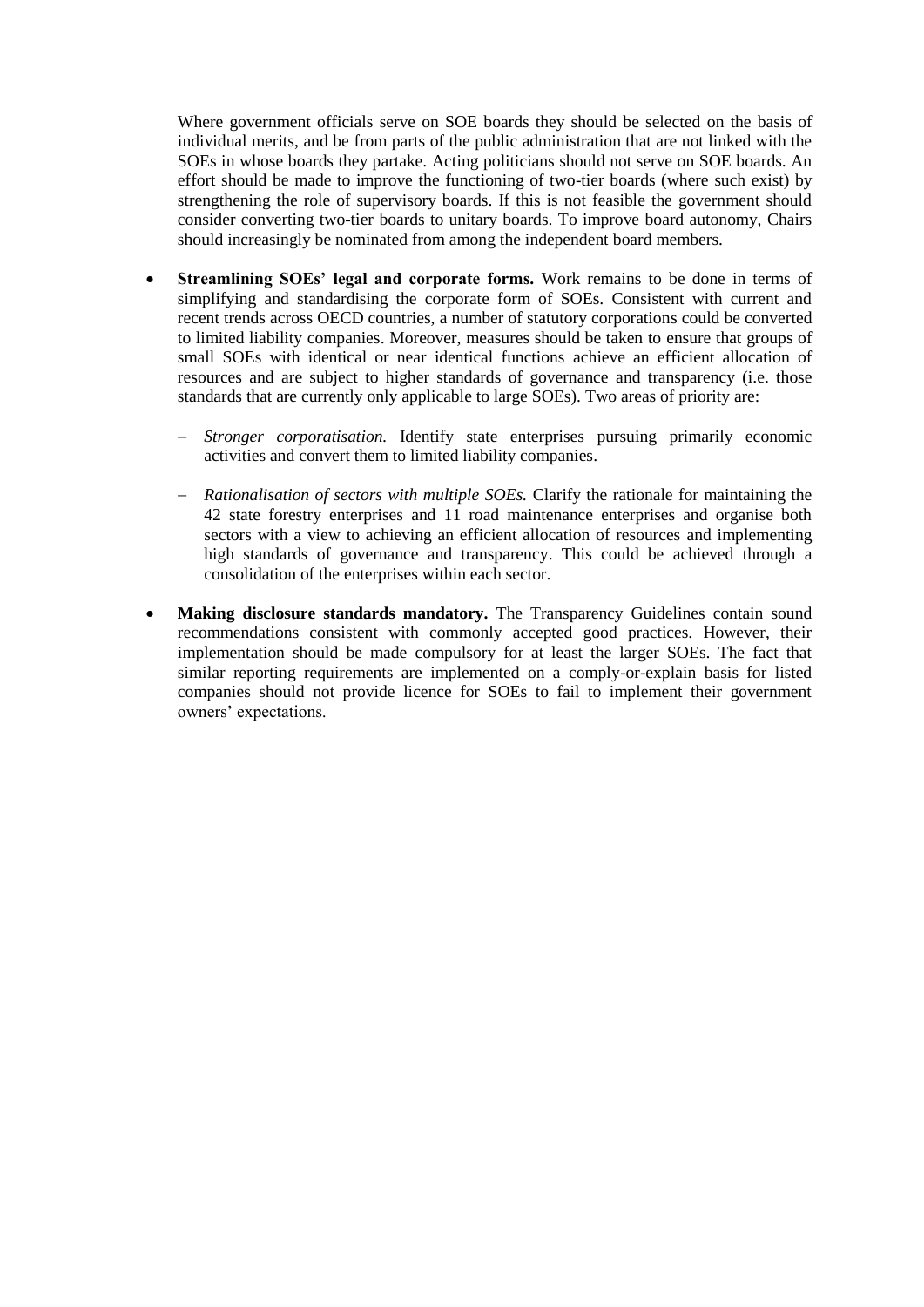Where government officials serve on SOE boards they should be selected on the basis of individual merits, and be from parts of the public administration that are not linked with the SOEs in whose boards they partake. Acting politicians should not serve on SOE boards. An effort should be made to improve the functioning of two-tier boards (where such exist) by strengthening the role of supervisory boards. If this is not feasible the government should consider converting two-tier boards to unitary boards. To improve board autonomy, Chairs should increasingly be nominated from among the independent board members.

- **Streamlining SOEs' legal and corporate forms.** Work remains to be done in terms of simplifying and standardising the corporate form of SOEs. Consistent with current and recent trends across OECD countries, a number of statutory corporations could be converted to limited liability companies. Moreover, measures should be taken to ensure that groups of small SOEs with identical or near identical functions achieve an efficient allocation of resources and are subject to higher standards of governance and transparency (i.e. those standards that are currently only applicable to large SOEs). Two areas of priority are:

  - *Stronger corporatisation.* Identify state enterprises pursuing primarily economic activities and convert them to limited liability companies.

  - *Rationalisation of sectors with multiple SOEs.* Clarify the rationale for maintaining the 42 state forestry enterprises and 11 road maintenance enterprises and organise both sectors with a view to achieving an efficient allocation of resources and implementing high standards of governance and transparency. This could be achieved through a consolidation of the enterprises within each sector.

- **Making disclosure standards mandatory.** The Transparency Guidelines contain sound recommendations consistent with commonly accepted good practices. However, their implementation should be made compulsory for at least the larger SOEs. The fact that similar reporting requirements are implemented on a comply-or-explain basis for listed companies should not provide licence for SOEs to fail to implement their government owners' expectations.